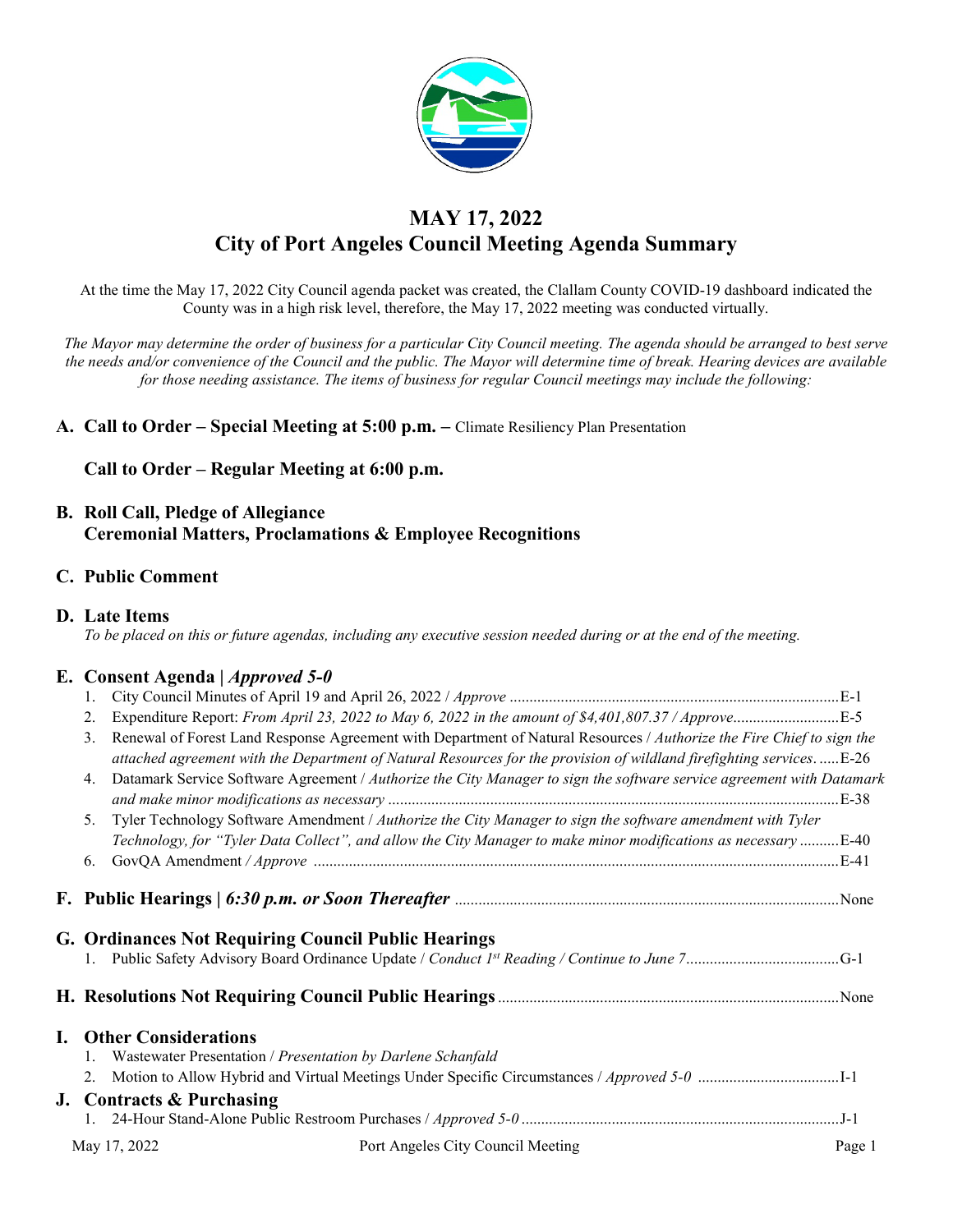# MAY 17, 2022
# City of Port Angeles Council Meeting Agenda Summary

At the time the May 17, 2022 City Council agenda packet was created, the Clallam County COVID-19 dashboard indicated the County was in a high risk level, therefore, the May 17, 2022 meeting was conducted virtually.

*The Mayor may determine the order of business for a particular City Council meeting. The agenda should be arranged to best serve the needs and/or convenience of the Council and the public. The Mayor will determine time of break. Hearing devices are available for those needing assistance. The items of business for regular Council meetings may include the following:*

## A. Call to Order – Special Meeting at 5:00 p.m. – Climate Resiliency Plan Presentation

**Call to Order – Regular Meeting at 6:00 p.m.**

## B. Roll Call, Pledge of Allegiance
**Ceremonial Matters, Proclamations & Employee Recognitions**

## C. Public Comment

## D. Late Items
*To be placed on this or future agendas, including any executive session needed during or at the end of the meeting.*

## E. Consent Agenda | *Approved 5-0*
1. City Council Minutes of April 19 and April 26, 2022 / *Approve* ....................E-1
2. Expenditure Report: *From April 23, 2022 to May 6, 2022 in the amount of $4,401,807.37 / Approve*....................E-5
3. Renewal of Forest Land Response Agreement with Department of Natural Resources / *Authorize the Fire Chief to sign the attached agreement with the Department of Natural Resources for the provision of wildland firefighting services*.......E-26
4. Datamark Service Software Agreement / *Authorize the City Manager to sign the software service agreement with Datamark and make minor modifications as necessary* ....................E-38
5. Tyler Technology Software Amendment / *Authorize the City Manager to sign the software amendment with Tyler Technology, for "Tyler Data Collect", and allow the City Manager to make minor modifications as necessary* ..........E-40
6. GovQA Amendment */ Approve* ....................E-41

## F. Public Hearings | *6:30 p.m. or Soon Thereafter* ....................None

## G. Ordinances Not Requiring Council Public Hearings
1. Public Safety Advisory Board Ordinance Update / *Conduct 1st Reading / Continue to June 7*....................G-1

## H. Resolutions Not Requiring Council Public Hearings ....................None

## I. Other Considerations
1. Wastewater Presentation / *Presentation by Darlene Schanfald*
2. Motion to Allow Hybrid and Virtual Meetings Under Specific Circumstances / *Approved 5-0* ....................I-1

## J. Contracts & Purchasing
1. 24-Hour Stand-Alone Public Restroom Purchases / *Approved 5-0* ....................J-1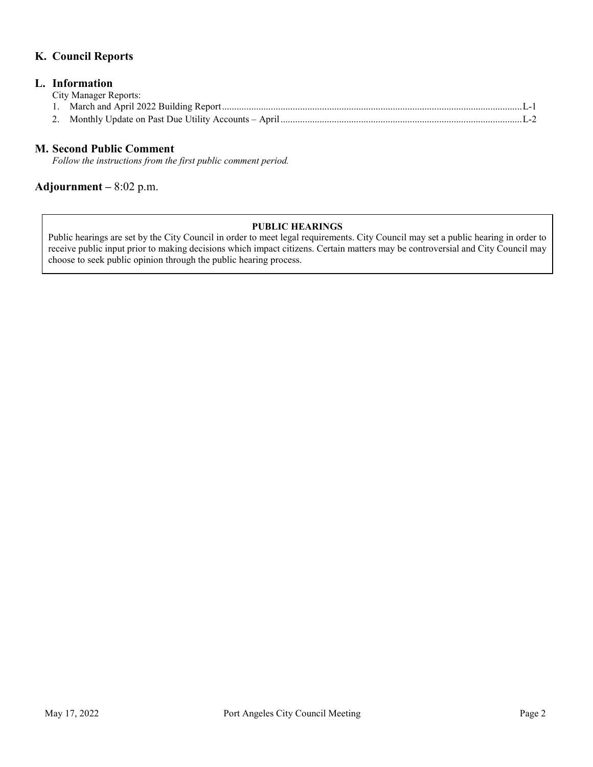## K. Council Reports

## L. Information

City Manager Reports:

1. March and April 2022 Building Report........................................................................................................................L-1
2. Monthly Update on Past Due Utility Accounts – April.................................................................................................L-2

## M. Second Public Comment

*Follow the instructions from the first public comment period.*

## Adjournment – 8:02 p.m.

| **PUBLIC HEARINGS** |
| --- |
| Public hearings are set by the City Council in order to meet legal requirements. City Council may set a public hearing in order to receive public input prior to making decisions which impact citizens. Certain matters may be controversial and City Council may choose to seek public opinion through the public hearing process. |